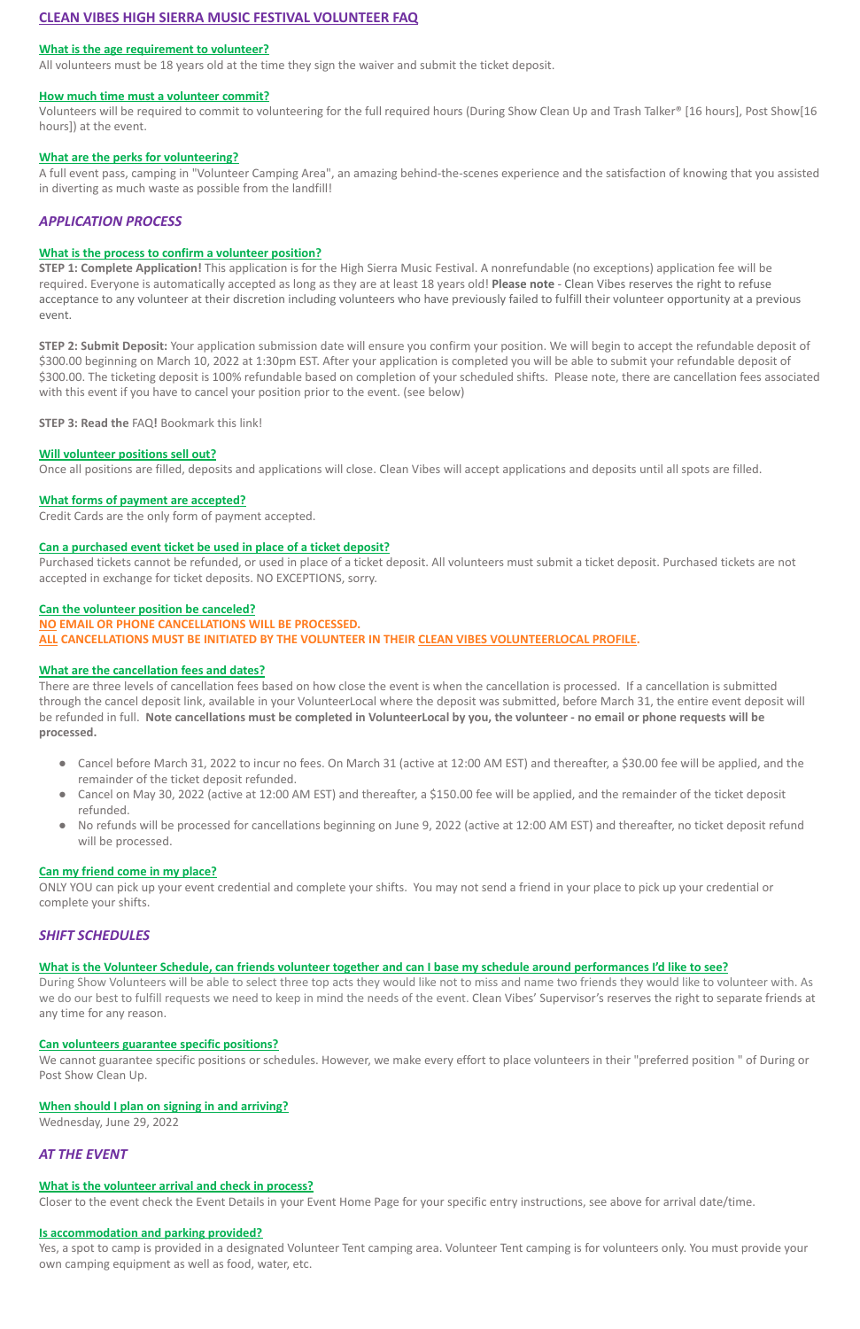# CLEAN VIBES HIGH SIERRA MUSIC FESTIVAL VOLUNTEER FAQ

### What is the age requirement to volunteer?

All volunteers must be 18 years old at the time they sign the waiver and submit the ticket deposit.

### How much time must a volunteer commit?

Volunteers will be required to commit to volunteering for the full required hours (During Show Clean Up and Trash Talker® [16 hours], Post Show[16 hours]) at the event.

### What are the perks for volunteering?

A full event pass, camping in "Volunteer Camping Area", an amazing behind-the-scenes experience and the satisfaction of knowing that you assisted in diverting as much waste as possible from the landfill!

## *APPLICATION PROCESS*

### What is the process to confirm a volunteer position?

**STEP 1: Complete Application!** This application is for the High Sierra Music Festival. A nonrefundable (no exceptions) application fee will be required. Everyone is automatically accepted as long as they are at least 18 years old! **Please note** - Clean Vibes reserves the right to refuse acceptance to any volunteer at their discretion including volunteers who have previously failed to fulfill their volunteer opportunity at a previous event.

**STEP 2: Submit Deposit:** Your application submission date will ensure you confirm your position. We will begin to accept the refundable deposit of $300.00 beginning on March 10, 2022 at 1:30pm EST. After your application is completed you will be able to submit your refundable deposit of $300.00. The ticketing deposit is 100% refundable based on completion of your scheduled shifts. Please note, there are cancellation fees associated with this event if you have to cancel your position prior to the event. (see below)

**STEP 3: Read the** FAQ**!** Bookmark this link!

### Will volunteer positions sell out?

Once all positions are filled, deposits and applications will close. Clean Vibes will accept applications and deposits until all spots are filled.

### What forms of payment are accepted?

Credit Cards are the only form of payment accepted.

### Can a purchased event ticket be used in place of a ticket deposit?

Purchased tickets cannot be refunded, or used in place of a ticket deposit. All volunteers must submit a ticket deposit. Purchased tickets are not accepted in exchange for ticket deposits. NO EXCEPTIONS, sorry.

### Can the volunteer position be canceled?

**NO EMAIL OR PHONE CANCELLATIONS WILL BE PROCESSED.**
**ALL CANCELLATIONS MUST BE INITIATED BY THE VOLUNTEER IN THEIR CLEAN VIBES VOLUNTEERLOCAL PROFILE.**

### What are the cancellation fees and dates?

There are three levels of cancellation fees based on how close the event is when the cancellation is processed. If a cancellation is submitted through the cancel deposit link, available in your VolunteerLocal where the deposit was submitted, before March 31, the entire event deposit will be refunded in full. **Note cancellations must be completed in VolunteerLocal by you, the volunteer - no email or phone requests will be processed.**

- Cancel before March 31, 2022 to incur no fees. On March 31 (active at 12:00 AM EST) and thereafter, a $30.00 fee will be applied, and the remainder of the ticket deposit refunded.
- Cancel on May 30, 2022 (active at 12:00 AM EST) and thereafter, a $150.00 fee will be applied, and the remainder of the ticket deposit refunded.
- No refunds will be processed for cancellations beginning on June 9, 2022 (active at 12:00 AM EST) and thereafter, no ticket deposit refund will be processed.

### Can my friend come in my place?

ONLY YOU can pick up your event credential and complete your shifts. You may not send a friend in your place to pick up your credential or complete your shifts.

## *SHIFT SCHEDULES*

### What is the Volunteer Schedule, can friends volunteer together and can I base my schedule around performances I'd like to see?

During Show Volunteers will be able to select three top acts they would like not to miss and name two friends they would like to volunteer with. As we do our best to fulfill requests we need to keep in mind the needs of the event. Clean Vibes' Supervisor's reserves the right to separate friends at any time for any reason.

### Can volunteers guarantee specific positions?

We cannot guarantee specific positions or schedules. However, we make every effort to place volunteers in their "preferred position " of During or Post Show Clean Up.

### When should I plan on signing in and arriving?

Wednesday, June 29, 2022

## *AT THE EVENT*

### What is the volunteer arrival and check in process?

Closer to the event check the Event Details in your Event Home Page for your specific entry instructions, see above for arrival date/time.

### Is accommodation and parking provided?

Yes, a spot to camp is provided in a designated Volunteer Tent camping area. Volunteer Tent camping is for volunteers only. You must provide your own camping equipment as well as food, water, etc.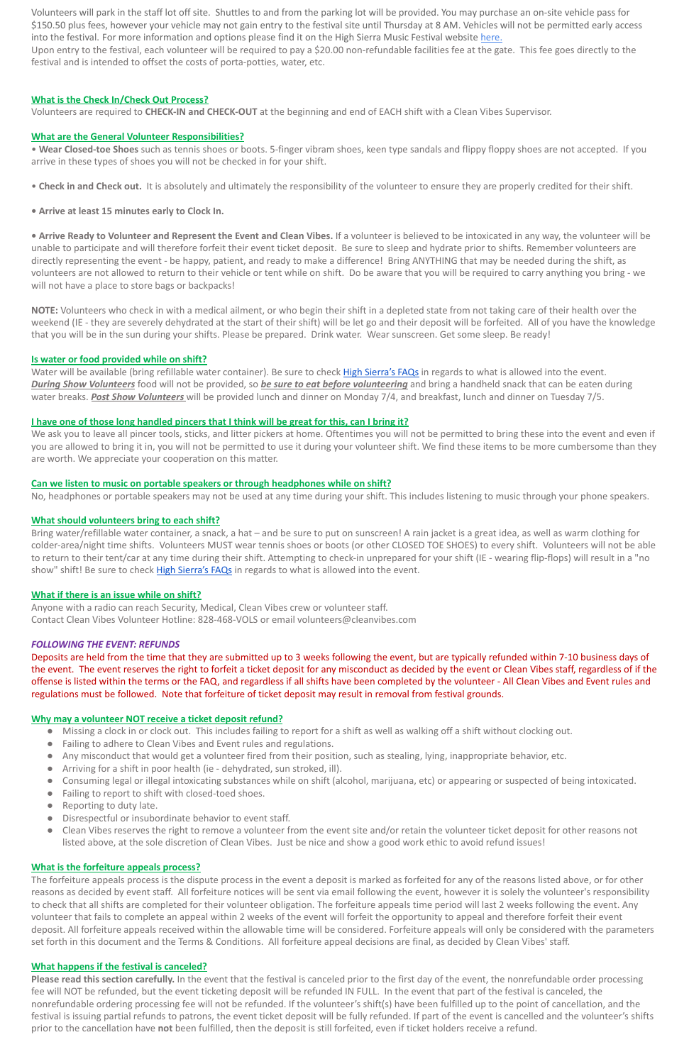Volunteers will park in the staff lot off site. Shuttles to and from the parking lot will be provided. You may purchase an on-site vehicle pass for $150.50 plus fees, however your vehicle may not gain entry to the festival site until Thursday at 8 AM. Vehicles will not be permitted early access into the festival. For more information and options please find it on the High Sierra Music Festival website [here.](here.)
Upon entry to the festival, each volunteer will be required to pay a $20.00 non-refundable facilities fee at the gate. This fee goes directly to the festival and is intended to offset the costs of porta-potties, water, etc.

### What is the Check In/Check Out Process?

Volunteers are required to **CHECK-IN and CHECK-OUT** at the beginning and end of EACH shift with a Clean Vibes Supervisor.

### What are the General Volunteer Responsibilities?

• **Wear Closed-toe Shoes** such as tennis shoes or boots. 5-finger vibram shoes, keen type sandals and flippy floppy shoes are not accepted. If you arrive in these types of shoes you will not be checked in for your shift.

• **Check in and Check out.** It is absolutely and ultimately the responsibility of the volunteer to ensure they are properly credited for their shift.

**• Arrive at least 15 minutes early to Clock In.**

**• Arrive Ready to Volunteer and Represent the Event and Clean Vibes.** If a volunteer is believed to be intoxicated in any way, the volunteer will be unable to participate and will therefore forfeit their event ticket deposit. Be sure to sleep and hydrate prior to shifts. Remember volunteers are directly representing the event - be happy, patient, and ready to make a difference! Bring ANYTHING that may be needed during the shift, as volunteers are not allowed to return to their vehicle or tent while on shift. Do be aware that you will be required to carry anything you bring - we will not have a place to store bags or backpacks!

**NOTE:** Volunteers who check in with a medical ailment, or who begin their shift in a depleted state from not taking care of their health over the weekend (IE - they are severely dehydrated at the start of their shift) will be let go and their deposit will be forfeited. All of you have the knowledge that you will be in the sun during your shifts. Please be prepared. Drink water. Wear sunscreen. Get some sleep. Be ready!

### Is water or food provided while on shift?

Water will be available (bring refillable water container). Be sure to check High Sierra's FAQs in regards to what is allowed into the event. ***During Show Volunteers*** food will not be provided, so ***be sure to eat before volunteering*** and bring a handheld snack that can be eaten during water breaks. ***Post Show Volunteers*** will be provided lunch and dinner on Monday 7/4, and breakfast, lunch and dinner on Tuesday 7/5.

### I have one of those long handled pincers that I think will be great for this, can I bring it?

We ask you to leave all pincer tools, sticks, and litter pickers at home. Oftentimes you will not be permitted to bring these into the event and even if you are allowed to bring it in, you will not be permitted to use it during your volunteer shift. We find these items to be more cumbersome than they are worth. We appreciate your cooperation on this matter.

### Can we listen to music on portable speakers or through headphones while on shift?

No, headphones or portable speakers may not be used at any time during your shift. This includes listening to music through your phone speakers.

### What should volunteers bring to each shift?

Bring water/refillable water container, a snack, a hat – and be sure to put on sunscreen! A rain jacket is a great idea, as well as warm clothing for colder-area/night time shifts. Volunteers MUST wear tennis shoes or boots (or other CLOSED TOE SHOES) to every shift. Volunteers will not be able to return to their tent/car at any time during their shift. Attempting to check-in unprepared for your shift (IE - wearing flip-flops) will result in a "no show" shift! Be sure to check High Sierra's FAQs in regards to what is allowed into the event.

### What if there is an issue while on shift?

Anyone with a radio can reach Security, Medical, Clean Vibes crew or volunteer staff.
Contact Clean Vibes Volunteer Hotline: 828-468-VOLS or email volunteers@cleanvibes.com

### *FOLLOWING THE EVENT: REFUNDS*

Deposits are held from the time that they are submitted up to 3 weeks following the event, but are typically refunded within 7-10 business days of the event. The event reserves the right to forfeit a ticket deposit for any misconduct as decided by the event or Clean Vibes staff, regardless of if the offense is listed within the terms or the FAQ, and regardless if all shifts have been completed by the volunteer - All Clean Vibes and Event rules and regulations must be followed. Note that forfeiture of ticket deposit may result in removal from festival grounds.

### Why may a volunteer NOT receive a ticket deposit refund?

- Missing a clock in or clock out. This includes failing to report for a shift as well as walking off a shift without clocking out.
- Failing to adhere to Clean Vibes and Event rules and regulations.
- Any misconduct that would get a volunteer fired from their position, such as stealing, lying, inappropriate behavior, etc.
- Arriving for a shift in poor health (ie - dehydrated, sun stroked, ill).
- Consuming legal or illegal intoxicating substances while on shift (alcohol, marijuana, etc) or appearing or suspected of being intoxicated.
- Failing to report to shift with closed-toed shoes.
- Reporting to duty late.
- Disrespectful or insubordinate behavior to event staff.
- Clean Vibes reserves the right to remove a volunteer from the event site and/or retain the volunteer ticket deposit for other reasons not listed above, at the sole discretion of Clean Vibes. Just be nice and show a good work ethic to avoid refund issues!

### What is the forfeiture appeals process?

The forfeiture appeals process is the dispute process in the event a deposit is marked as forfeited for any of the reasons listed above, or for other reasons as decided by event staff. All forfeiture notices will be sent via email following the event, however it is solely the volunteer's responsibility to check that all shifts are completed for their volunteer obligation. The forfeiture appeals time period will last 2 weeks following the event. Any volunteer that fails to complete an appeal within 2 weeks of the event will forfeit the opportunity to appeal and therefore forfeit their event deposit. All forfeiture appeals received within the allowable time will be considered. Forfeiture appeals will only be considered with the parameters set forth in this document and the Terms & Conditions. All forfeiture appeal decisions are final, as decided by Clean Vibes' staff.

### What happens if the festival is canceled?

**Please read this section carefully.** In the event that the festival is canceled prior to the first day of the event, the nonrefundable order processing fee will NOT be refunded, but the event ticketing deposit will be refunded IN FULL. In the event that part of the festival is canceled, the nonrefundable ordering processing fee will not be refunded. If the volunteer's shift(s) have been fulfilled up to the point of cancellation, and the festival is issuing partial refunds to patrons, the event ticket deposit will be fully refunded. If part of the event is cancelled and the volunteer's shifts prior to the cancellation have **not** been fulfilled, then the deposit is still forfeited, even if ticket holders receive a refund.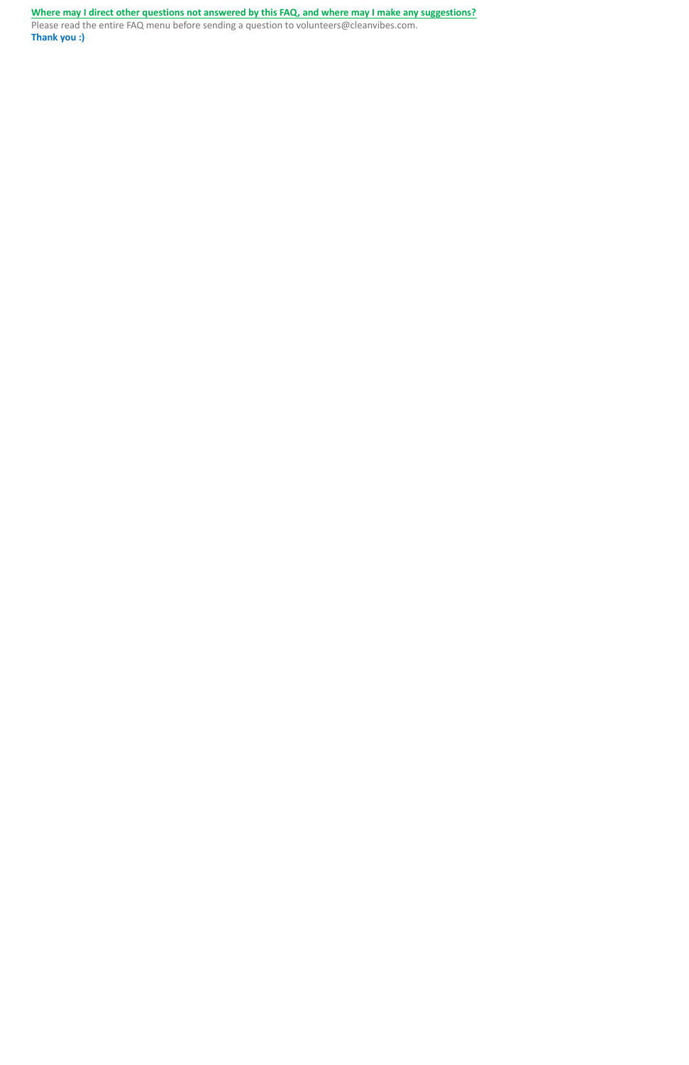**Where may I direct other questions not answered by this FAQ, and where may I make any suggestions?**

Please read the entire FAQ menu before sending a question to volunteers@cleanvibes.com.

**Thank you :)**